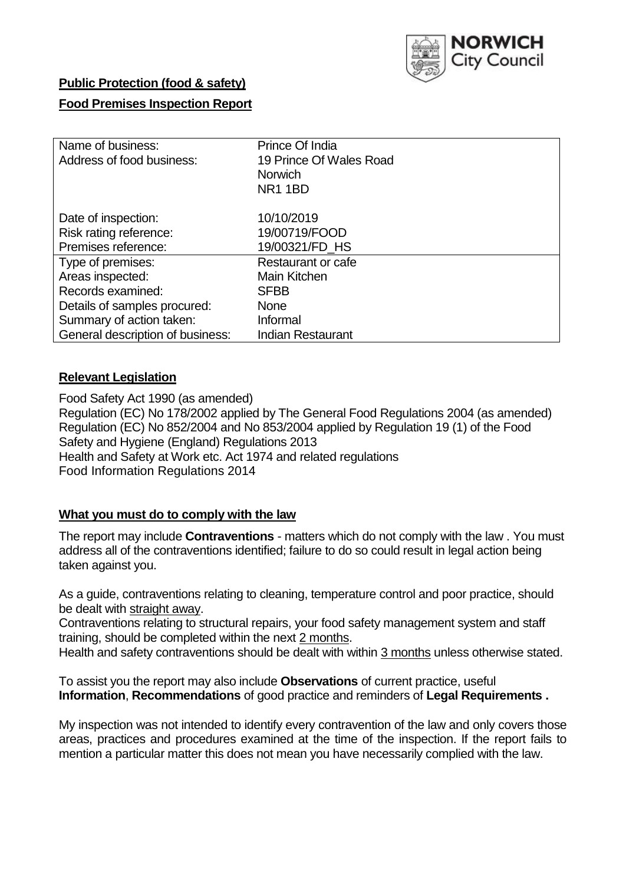**Public Protection (food & safety)**

**Food Premises Inspection Report**

| | |
|---|---|
| Name of business: | Prince Of India |
| Address of food business: | 19 Prince Of Wales Road<br>Norwich<br>NR1 1BD |
| Date of inspection: | 10/10/2019 |
| Risk rating reference: | 19/00719/FOOD |
| Premises reference: | 19/00321/FD_HS |
| Type of premises: | Restaurant or cafe |
| Areas inspected: | Main Kitchen |
| Records examined: | SFBB |
| Details of samples procured: | None |
| Summary of action taken: | Informal |
| General description of business: | Indian Restaurant |

## **Relevant Legislation**

Food Safety Act 1990 (as amended)
Regulation (EC) No 178/2002 applied by The General Food Regulations 2004 (as amended)
Regulation (EC) No 852/2004 and No 853/2004 applied by Regulation 19 (1) of the Food Safety and Hygiene (England) Regulations 2013
Health and Safety at Work etc. Act 1974 and related regulations
Food Information Regulations 2014

## **What you must do to comply with the law**

The report may include **Contraventions** - matters which do not comply with the law . You must address all of the contraventions identified; failure to do so could result in legal action being taken against you.

As a guide, contraventions relating to cleaning, temperature control and poor practice, should be dealt with straight away.
Contraventions relating to structural repairs, your food safety management system and staff training, should be completed within the next 2 months.
Health and safety contraventions should be dealt with within 3 months unless otherwise stated.

To assist you the report may also include **Observations** of current practice, useful **Information**, **Recommendations** of good practice and reminders of **Legal Requirements .**

My inspection was not intended to identify every contravention of the law and only covers those areas, practices and procedures examined at the time of the inspection. If the report fails to mention a particular matter this does not mean you have necessarily complied with the law.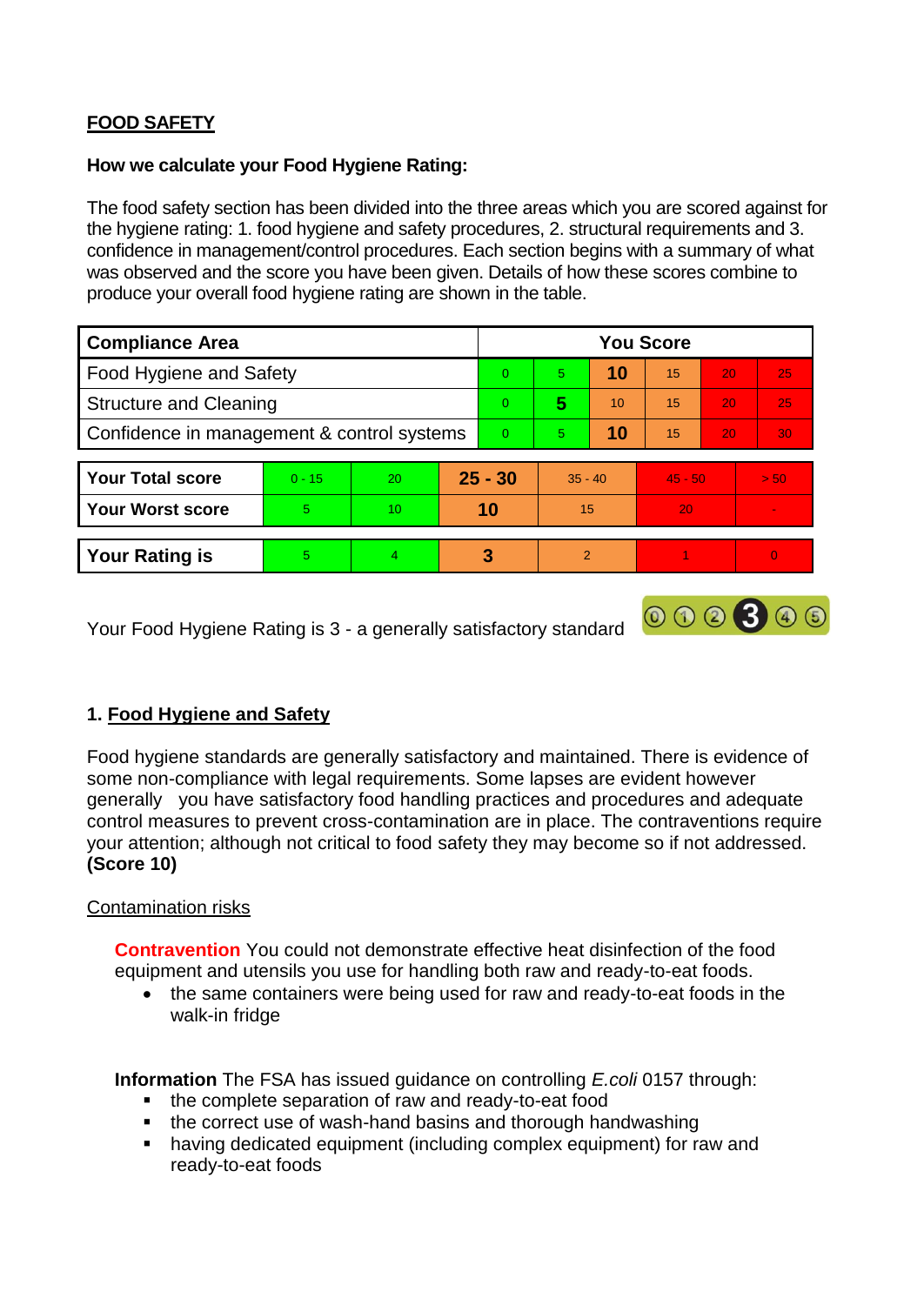**FOOD SAFETY**

**How we calculate your Food Hygiene Rating:**

The food safety section has been divided into the three areas which you are scored against for the hygiene rating: 1. food hygiene and safety procedures, 2. structural requirements and 3. confidence in management/control procedures. Each section begins with a summary of what was observed and the score you have been given. Details of how these scores combine to produce your overall food hygiene rating are shown in the table.

| Compliance Area | You Score | | | | | |
|---|---|---|---|---|---|---|
| Food Hygiene and Safety | 0 | 5 | **10** | 15 | 20 | 25 |
| Structure and Cleaning | 0 | **5** | 10 | 15 | 20 | 25 |
| Confidence in management & control systems | 0 | 5 | **10** | 15 | 20 | 30 |

| | | | | | | |
|---|---|---|---|---|---|---|
| **Your Total score** | 0 - 15 | 20 | **25 - 30** | 35 - 40 | 45 - 50 | > 50 |
| **Your Worst score** | 5 | 10 | **10** | 15 | 20 | - |

| | | | | | | |
|---|---|---|---|---|---|---|
| **Your Rating is** | 5 | 4 | **3** | 2 | 1 | 0 |

Your Food Hygiene Rating is 3 - a generally satisfactory standard

## 1. Food Hygiene and Safety

Food hygiene standards are generally satisfactory and maintained. There is evidence of some non-compliance with legal requirements. Some lapses are evident however generally you have satisfactory food handling practices and procedures and adequate control measures to prevent cross-contamination are in place. The contraventions require your attention; although not critical to food safety they may become so if not addressed. **(Score 10)**

Contamination risks

**Contravention** You could not demonstrate effective heat disinfection of the food equipment and utensils you use for handling both raw and ready-to-eat foods.

- the same containers were being used for raw and ready-to-eat foods in the walk-in fridge

**Information** The FSA has issued guidance on controlling *E.coli* 0157 through:

- the complete separation of raw and ready-to-eat food
- the correct use of wash-hand basins and thorough handwashing
- having dedicated equipment (including complex equipment) for raw and ready-to-eat foods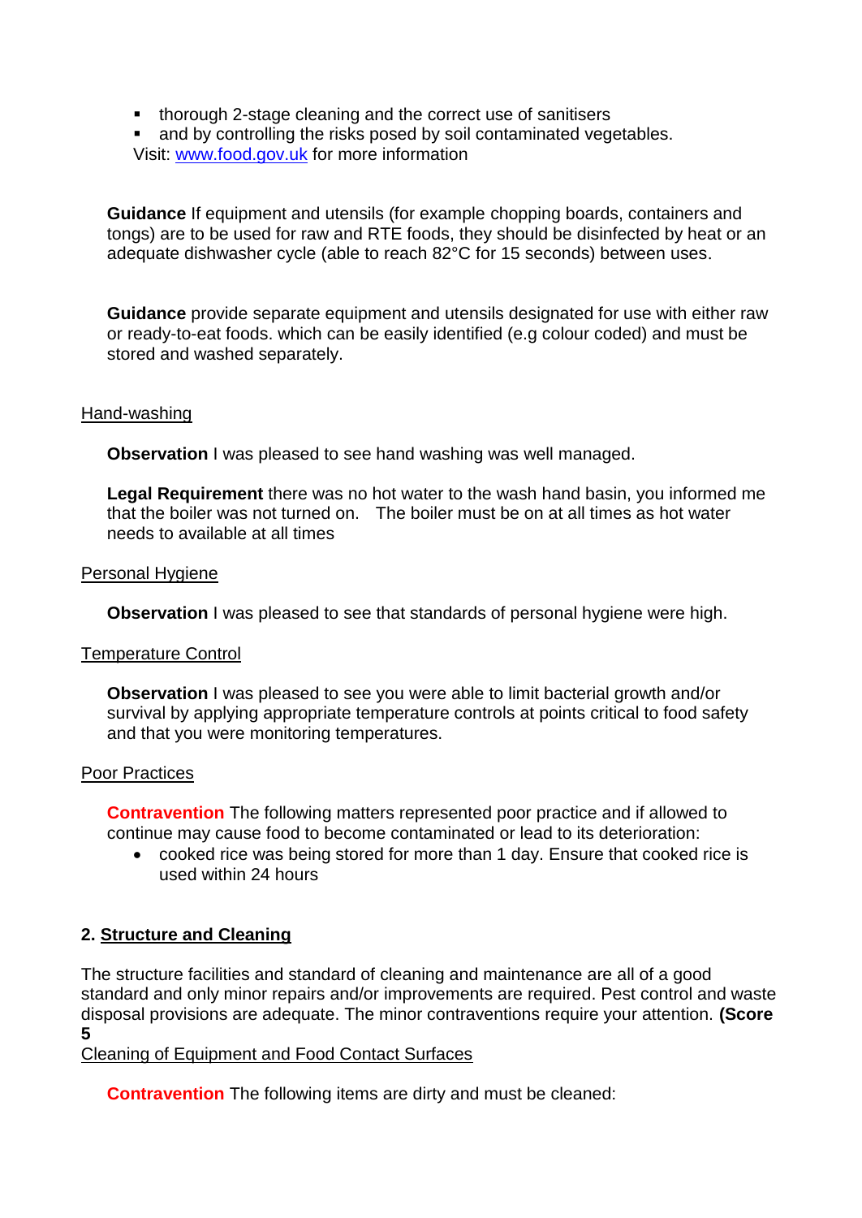- thorough 2-stage cleaning and the correct use of sanitisers
- and by controlling the risks posed by soil contaminated vegetables.

Visit: [www.food.gov.uk](http://www.food.gov.uk) for more information

**Guidance** If equipment and utensils (for example chopping boards, containers and tongs) are to be used for raw and RTE foods, they should be disinfected by heat or an adequate dishwasher cycle (able to reach 82°C for 15 seconds) between uses.

**Guidance** provide separate equipment and utensils designated for use with either raw or ready-to-eat foods. which can be easily identified (e.g colour coded) and must be stored and washed separately.

Hand-washing

**Observation** I was pleased to see hand washing was well managed.

**Legal Requirement** there was no hot water to the wash hand basin, you informed me that the boiler was not turned on. The boiler must be on at all times as hot water needs to available at all times

Personal Hygiene

**Observation** I was pleased to see that standards of personal hygiene were high.

Temperature Control

**Observation** I was pleased to see you were able to limit bacterial growth and/or survival by applying appropriate temperature controls at points critical to food safety and that you were monitoring temperatures.

Poor Practices

**Contravention** The following matters represented poor practice and if allowed to continue may cause food to become contaminated or lead to its deterioration:

- cooked rice was being stored for more than 1 day. Ensure that cooked rice is used within 24 hours

## 2. Structure and Cleaning

The structure facilities and standard of cleaning and maintenance are all of a good standard and only minor repairs and/or improvements are required. Pest control and waste disposal provisions are adequate. The minor contraventions require your attention. **(Score 5**

Cleaning of Equipment and Food Contact Surfaces

**Contravention** The following items are dirty and must be cleaned: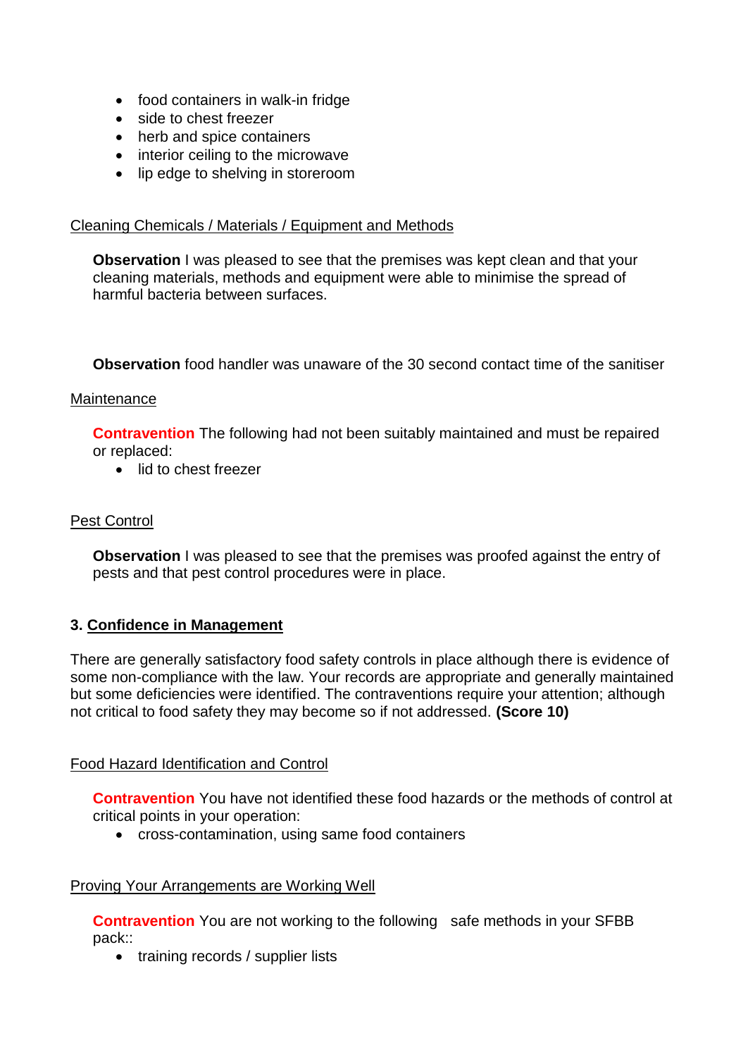- food containers in walk-in fridge
- side to chest freezer
- herb and spice containers
- interior ceiling to the microwave
- lip edge to shelving in storeroom

Cleaning Chemicals / Materials / Equipment and Methods

**Observation** I was pleased to see that the premises was kept clean and that your cleaning materials, methods and equipment were able to minimise the spread of harmful bacteria between surfaces.

**Observation** food handler was unaware of the 30 second contact time of the sanitiser

Maintenance

**Contravention** The following had not been suitably maintained and must be repaired or replaced:

- lid to chest freezer

Pest Control

**Observation** I was pleased to see that the premises was proofed against the entry of pests and that pest control procedures were in place.

### 3. Confidence in Management

There are generally satisfactory food safety controls in place although there is evidence of some non-compliance with the law. Your records are appropriate and generally maintained but some deficiencies were identified. The contraventions require your attention; although not critical to food safety they may become so if not addressed. **(Score 10)**

Food Hazard Identification and Control

**Contravention** You have not identified these food hazards or the methods of control at critical points in your operation:

- cross-contamination, using same food containers

Proving Your Arrangements are Working Well

**Contravention** You are not working to the following safe methods in your SFBB pack::

- training records / supplier lists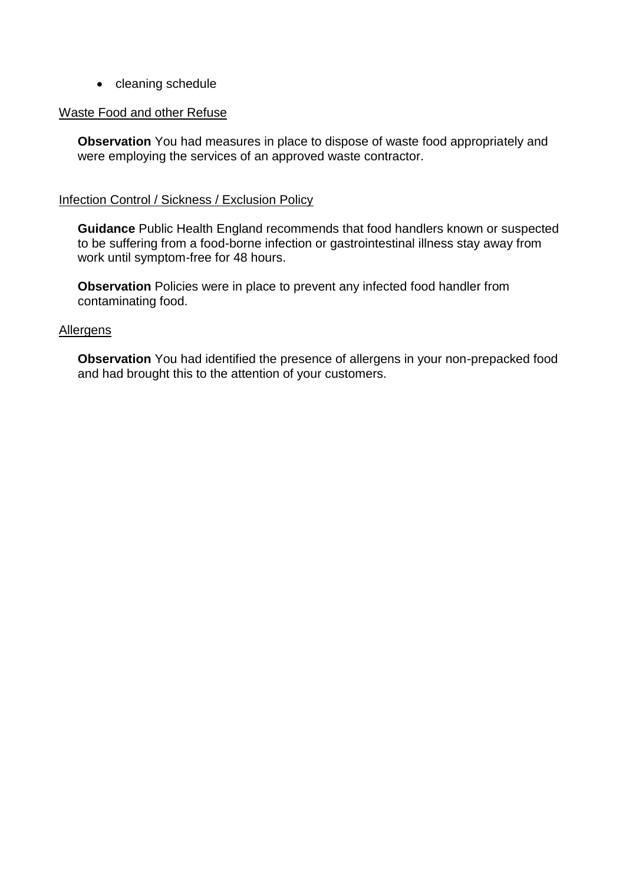- cleaning schedule

Waste Food and other Refuse

**Observation** You had measures in place to dispose of waste food appropriately and were employing the services of an approved waste contractor.

Infection Control / Sickness / Exclusion Policy

**Guidance** Public Health England recommends that food handlers known or suspected to be suffering from a food-borne infection or gastrointestinal illness stay away from work until symptom-free for 48 hours.

**Observation** Policies were in place to prevent any infected food handler from contaminating food.

Allergens

**Observation** You had identified the presence of allergens in your non-prepacked food and had brought this to the attention of your customers.